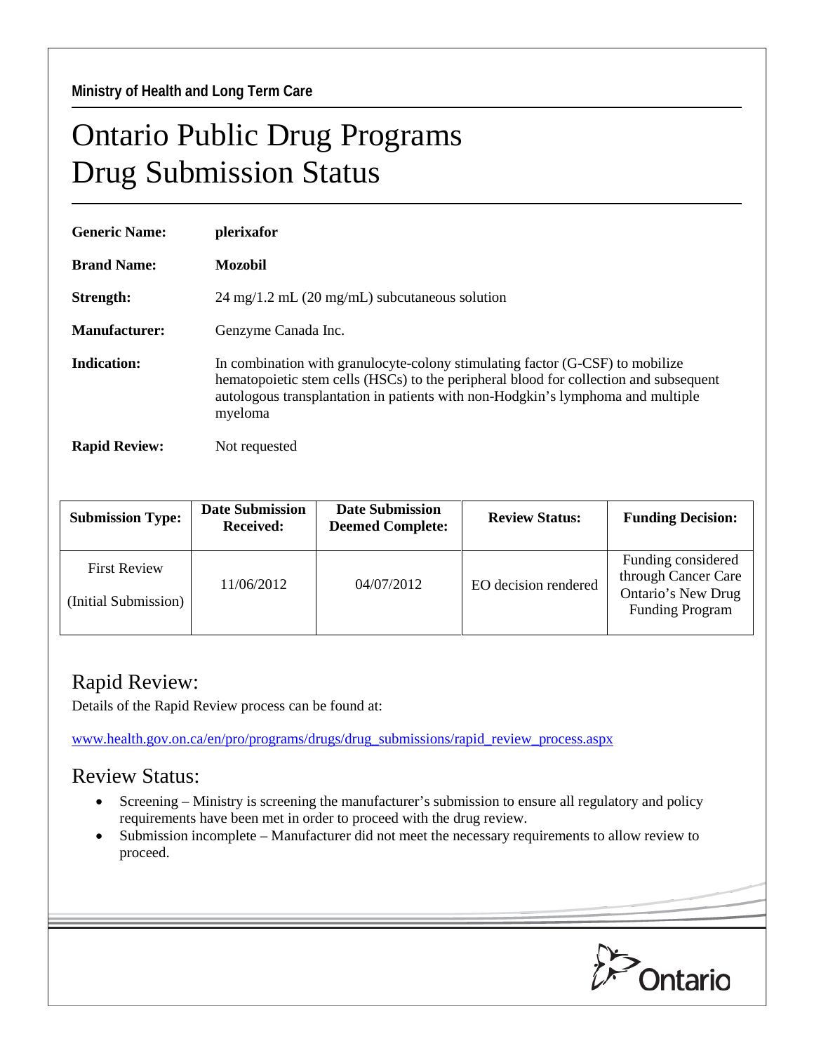Ministry of Health and Long Term Care

# Ontario Public Drug Programs
# Drug Submission Status

**Generic Name:** **plerixafor**

**Brand Name:** **Mozobil**

**Strength:** 24 mg/1.2 mL (20 mg/mL) subcutaneous solution

**Manufacturer:** Genzyme Canada Inc.

**Indication:** In combination with granulocyte-colony stimulating factor (G-CSF) to mobilize hematopoietic stem cells (HSCs) to the peripheral blood for collection and subsequent autologous transplantation in patients with non-Hodgkin's lymphoma and multiple myeloma

**Rapid Review:** Not requested

| Submission Type: | Date Submission Received: | Date Submission Deemed Complete: | Review Status: | Funding Decision: |
|---|---|---|---|---|
| First Review (Initial Submission) | 11/06/2012 | 04/07/2012 | EO decision rendered | Funding considered through Cancer Care Ontario's New Drug Funding Program |

## Rapid Review:

Details of the Rapid Review process can be found at:

www.health.gov.on.ca/en/pro/programs/drugs/drug_submissions/rapid_review_process.aspx

## Review Status:

- Screening – Ministry is screening the manufacturer's submission to ensure all regulatory and policy requirements have been met in order to proceed with the drug review.
- Submission incomplete – Manufacturer did not meet the necessary requirements to allow review to proceed.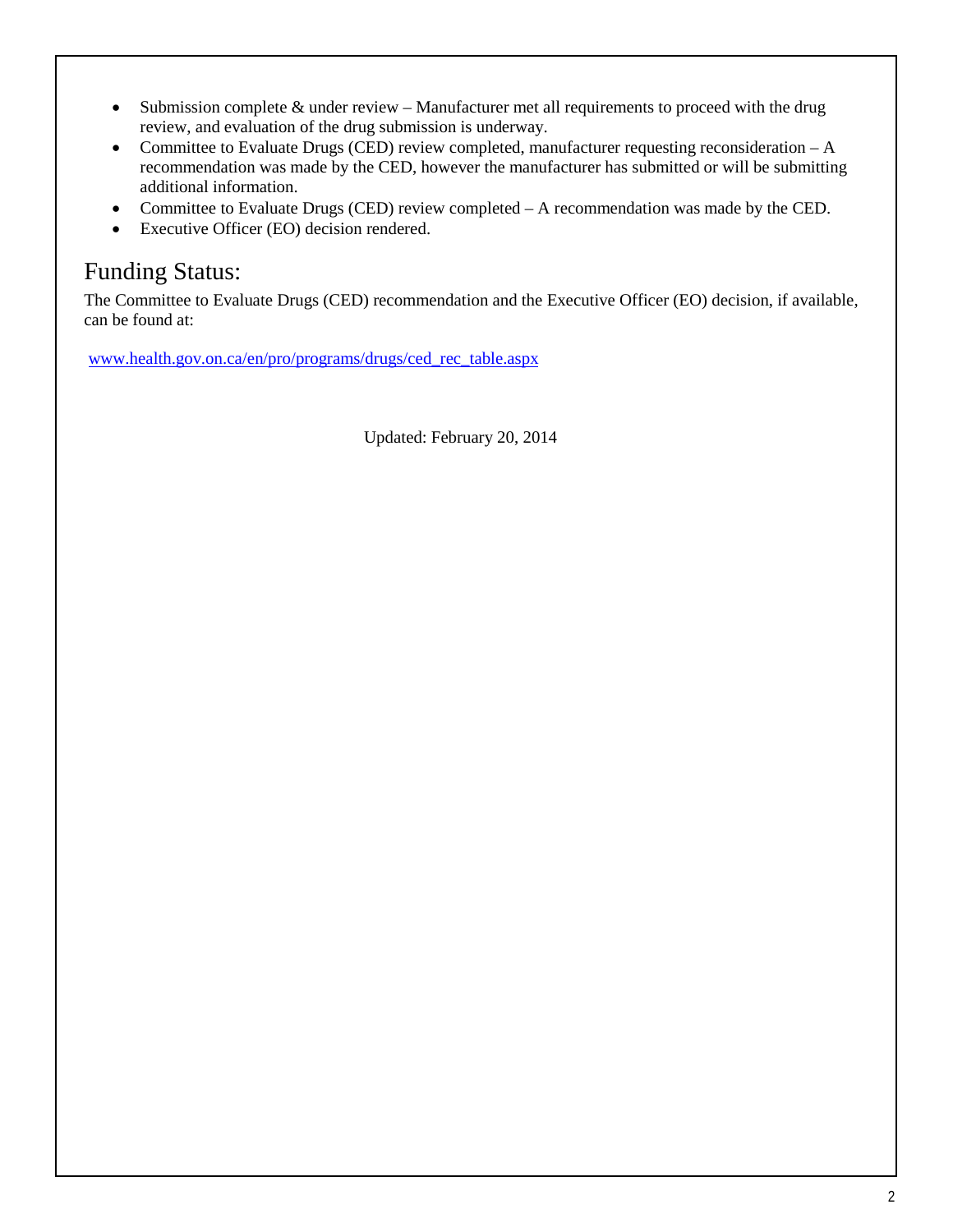- Submission complete & under review – Manufacturer met all requirements to proceed with the drug review, and evaluation of the drug submission is underway.
- Committee to Evaluate Drugs (CED) review completed, manufacturer requesting reconsideration – A recommendation was made by the CED, however the manufacturer has submitted or will be submitting additional information.
- Committee to Evaluate Drugs (CED) review completed – A recommendation was made by the CED.
- Executive Officer (EO) decision rendered.

## Funding Status:

The Committee to Evaluate Drugs (CED) recommendation and the Executive Officer (EO) decision, if available, can be found at:

[www.health.gov.on.ca/en/pro/programs/drugs/ced_rec_table.aspx](http://www.health.gov.on.ca/en/pro/programs/drugs/ced_rec_table.aspx)

Updated: February 20, 2014